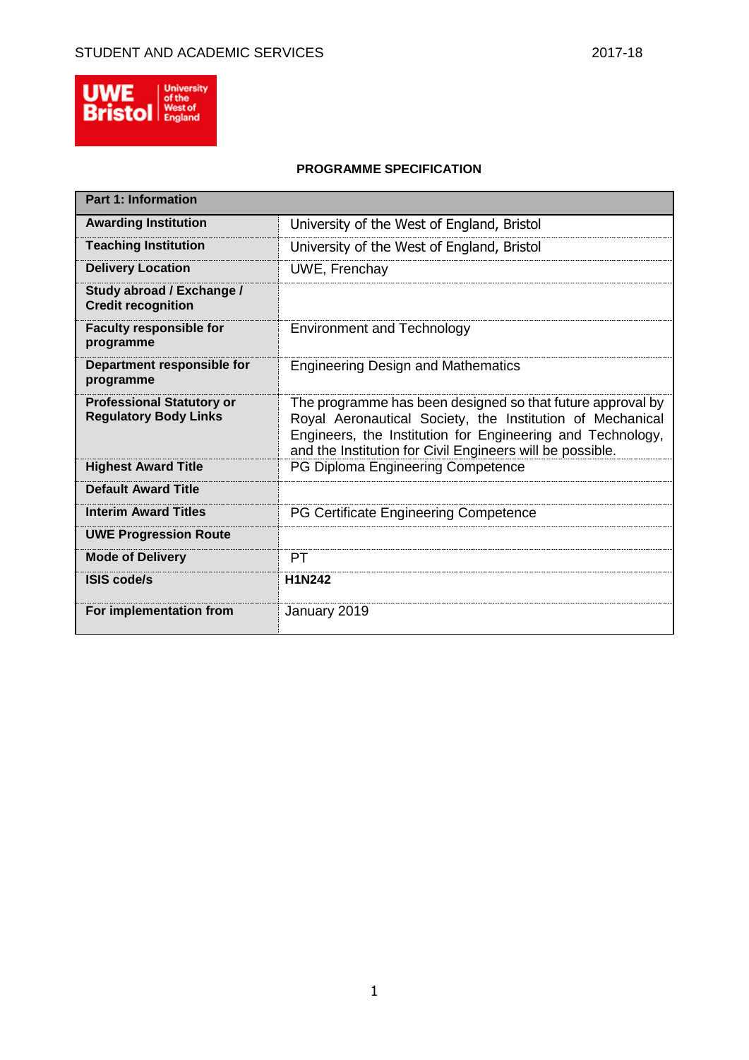**PROGRAMME SPECIFICATION**

| Part 1: Information | |
|---|---|
| **Awarding Institution** | University of the West of England, Bristol |
| **Teaching Institution** | University of the West of England, Bristol |
| **Delivery Location** | UWE, Frenchay |
| **Study abroad / Exchange / Credit recognition** | |
| **Faculty responsible for programme** | Environment and Technology |
| **Department responsible for programme** | Engineering Design and Mathematics |
| **Professional Statutory or Regulatory Body Links** | The programme has been designed so that future approval by Royal Aeronautical Society, the Institution of Mechanical Engineers, the Institution for Engineering and Technology, and the Institution for Civil Engineers will be possible. |
| **Highest Award Title** | PG Diploma Engineering Competence |
| **Default Award Title** | |
| **Interim Award Titles** | PG Certificate Engineering Competence |
| **UWE Progression Route** | |
| **Mode of Delivery** | PT |
| **ISIS code/s** | **H1N242** |
| **For implementation from** | January 2019 |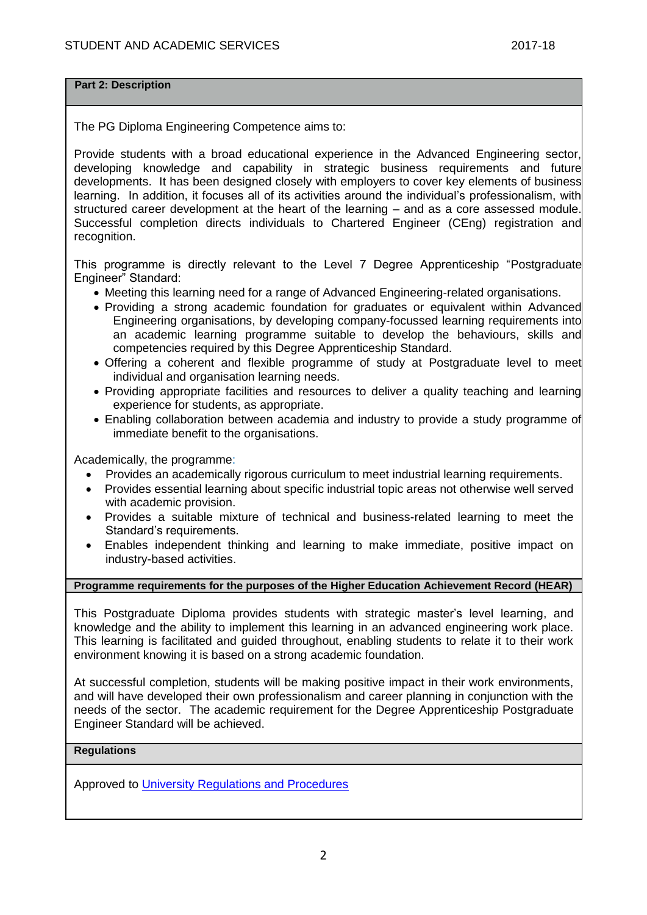## Part 2: Description

The PG Diploma Engineering Competence aims to:

Provide students with a broad educational experience in the Advanced Engineering sector, developing knowledge and capability in strategic business requirements and future developments. It has been designed closely with employers to cover key elements of business learning. In addition, it focuses all of its activities around the individual's professionalism, with structured career development at the heart of the learning – and as a core assessed module. Successful completion directs individuals to Chartered Engineer (CEng) registration and recognition.

This programme is directly relevant to the Level 7 Degree Apprenticeship "Postgraduate Engineer" Standard:

- Meeting this learning need for a range of Advanced Engineering-related organisations.
- Providing a strong academic foundation for graduates or equivalent within Advanced Engineering organisations, by developing company-focussed learning requirements into an academic learning programme suitable to develop the behaviours, skills and competencies required by this Degree Apprenticeship Standard.
- Offering a coherent and flexible programme of study at Postgraduate level to meet individual and organisation learning needs.
- Providing appropriate facilities and resources to deliver a quality teaching and learning experience for students, as appropriate.
- Enabling collaboration between academia and industry to provide a study programme of immediate benefit to the organisations.

Academically, the programme:

- Provides an academically rigorous curriculum to meet industrial learning requirements.
- Provides essential learning about specific industrial topic areas not otherwise well served with academic provision.
- Provides a suitable mixture of technical and business-related learning to meet the Standard's requirements.
- Enables independent thinking and learning to make immediate, positive impact on industry-based activities.

### Programme requirements for the purposes of the Higher Education Achievement Record (HEAR)

This Postgraduate Diploma provides students with strategic master's level learning, and knowledge and the ability to implement this learning in an advanced engineering work place. This learning is facilitated and guided throughout, enabling students to relate it to their work environment knowing it is based on a strong academic foundation.

At successful completion, students will be making positive impact in their work environments, and will have developed their own professionalism and career planning in conjunction with the needs of the sector. The academic requirement for the Degree Apprenticeship Postgraduate Engineer Standard will be achieved.

### Regulations

Approved to University Regulations and Procedures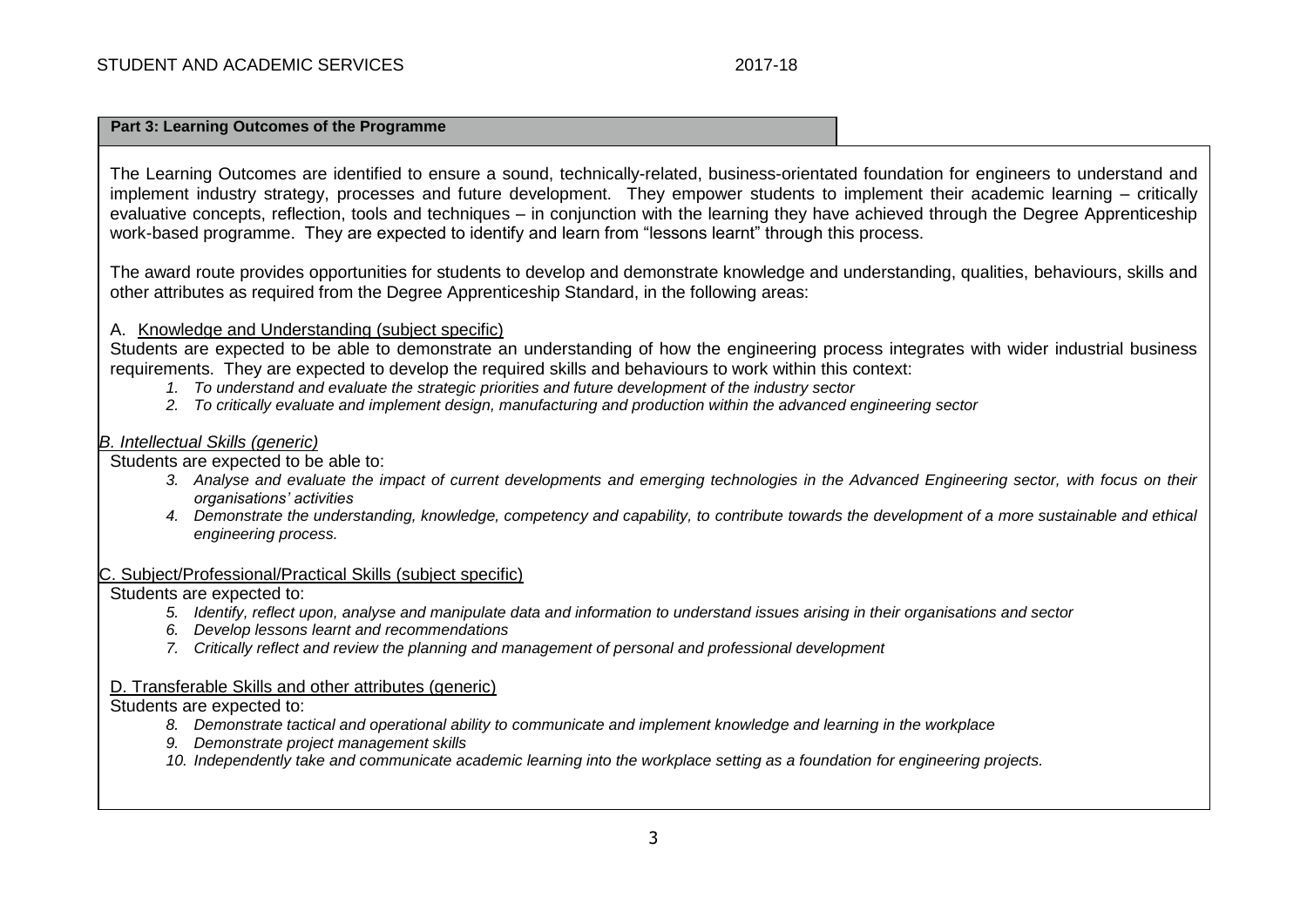**Part 3: Learning Outcomes of the Programme**

The Learning Outcomes are identified to ensure a sound, technically-related, business-orientated foundation for engineers to understand and implement industry strategy, processes and future development. They empower students to implement their academic learning – critically evaluative concepts, reflection, tools and techniques – in conjunction with the learning they have achieved through the Degree Apprenticeship work-based programme. They are expected to identify and learn from "lessons learnt" through this process.

The award route provides opportunities for students to develop and demonstrate knowledge and understanding, qualities, behaviours, skills and other attributes as required from the Degree Apprenticeship Standard, in the following areas:

A. Knowledge and Understanding (subject specific)

Students are expected to be able to demonstrate an understanding of how the engineering process integrates with wider industrial business requirements. They are expected to develop the required skills and behaviours to work within this context:

1. *To understand and evaluate the strategic priorities and future development of the industry sector*
2. *To critically evaluate and implement design, manufacturing and production within the advanced engineering sector*

*B. Intellectual Skills (generic)*

Students are expected to be able to:

3. *Analyse and evaluate the impact of current developments and emerging technologies in the Advanced Engineering sector, with focus on their organisations' activities*
4. *Demonstrate the understanding, knowledge, competency and capability, to contribute towards the development of a more sustainable and ethical engineering process.*

C. Subject/Professional/Practical Skills (subject specific)

Students are expected to:

5. *Identify, reflect upon, analyse and manipulate data and information to understand issues arising in their organisations and sector*
6. *Develop lessons learnt and recommendations*
7. *Critically reflect and review the planning and management of personal and professional development*

D. Transferable Skills and other attributes (generic)

Students are expected to:

8. *Demonstrate tactical and operational ability to communicate and implement knowledge and learning in the workplace*
9. *Demonstrate project management skills*
10. *Independently take and communicate academic learning into the workplace setting as a foundation for engineering projects.*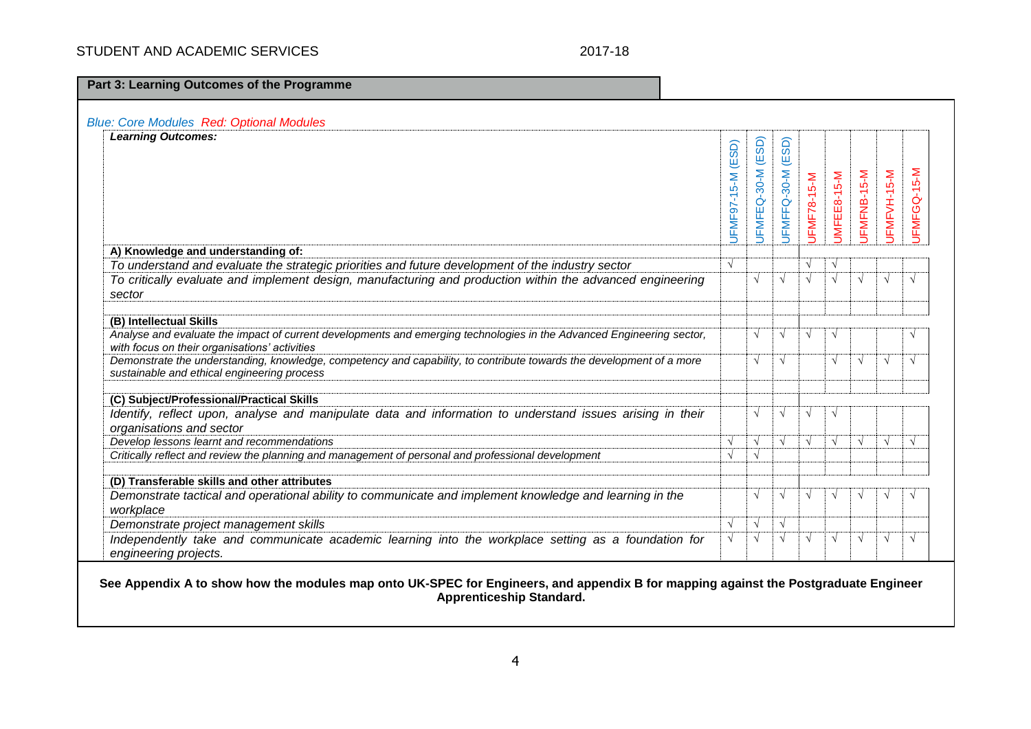## Part 3: Learning Outcomes of the Programme

*Blue: Core Modules Red: Optional Modules*

| ***Learning Outcomes:*** | UFMF97-15-M (ESD) | UFMFEQ-30-M (ESD) | UFMFFQ-30-M (ESD) | UFMF78-15-M | UMFEE8-15-M | UFMFNB-15-M | UFMFVH-15-M | UFMFGQ-15-M |
|---|---|---|---|---|---|---|---|---|
| **A) Knowledge and understanding of:** | | | | | | | | |
| *To understand and evaluate the strategic priorities and future development of the industry sector* | √ | | | √ | √ | | | |
| *To critically evaluate and implement design, manufacturing and production within the advanced engineering sector* | | √ | √ | √ | √ | √ | √ | √ |
| | | | | | | | | |
| **(B) Intellectual Skills** | | | | | | | | |
| *Analyse and evaluate the impact of current developments and emerging technologies in the Advanced Engineering sector, with focus on their organisations' activities* | | √ | √ | √ | √ | | | √ |
| *Demonstrate the understanding, knowledge, competency and capability, to contribute towards the development of a more sustainable and ethical engineering process* | | √ | √ | | √ | √ | √ | √ |
| | | | | | | | | |
| **(C) Subject/Professional/Practical Skills** | | | | | | | | |
| *Identify, reflect upon, analyse and manipulate data and information to understand issues arising in their organisations and sector* | | √ | √ | √ | √ | | | |
| *Develop lessons learnt and recommendations* | √ | √ | √ | √ | √ | √ | √ | √ |
| *Critically reflect and review the planning and management of personal and professional development* | √ | √ | | | | | | |
| | | | | | | | | |
| **(D) Transferable skills and other attributes** | | | | | | | | |
| *Demonstrate tactical and operational ability to communicate and implement knowledge and learning in the workplace* | | √ | √ | √ | √ | √ | √ | √ |
| *Demonstrate project management skills* | √ | √ | √ | | | | | |
| *Independently take and communicate academic learning into the workplace setting as a foundation for engineering projects.* | √ | √ | √ | √ | √ | √ | √ | √ |

**See Appendix A to show how the modules map onto UK-SPEC for Engineers, and appendix B for mapping against the Postgraduate Engineer Apprenticeship Standard.**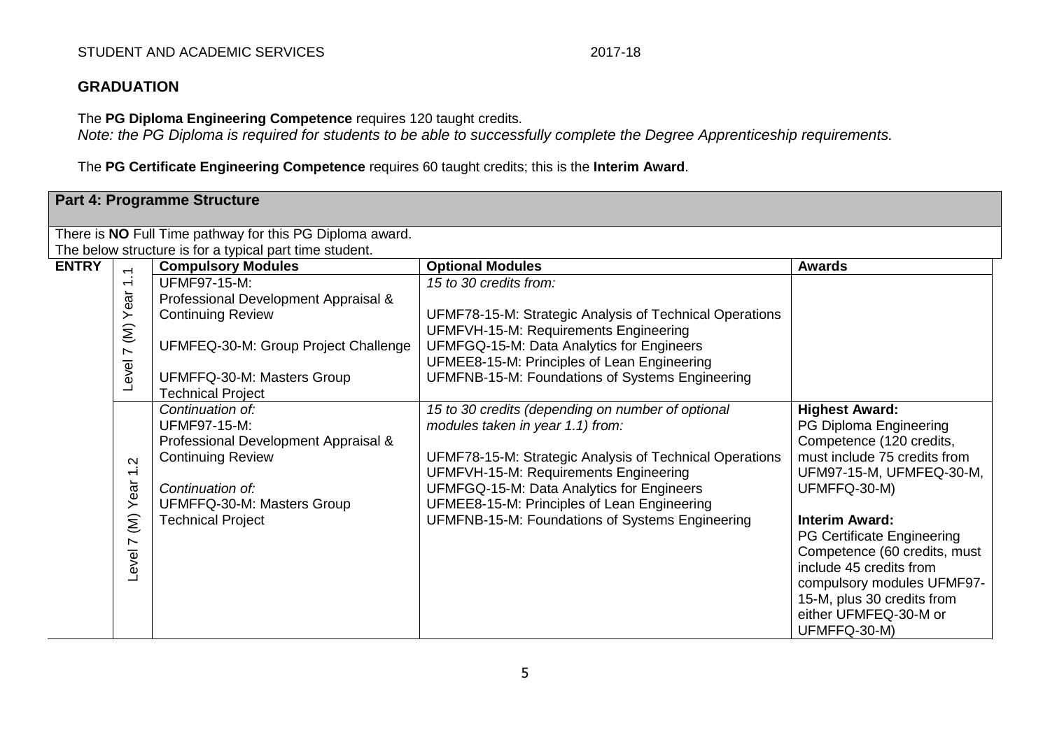## GRADUATION

The **PG Diploma Engineering Competence** requires 120 taught credits.
*Note: the PG Diploma is required for students to be able to successfully complete the Degree Apprenticeship requirements.*

The **PG Certificate Engineering Competence** requires 60 taught credits; this is the **Interim Award**.

**Part 4: Programme Structure**

There is **NO** Full Time pathway for this PG Diploma award.
The below structure is for a typical part time student.

| ENTRY | | Compulsory Modules | Optional Modules | Awards |
|---|---|---|---|---|
| | Level 7 (M) Year 1.1 | UFMF97-15-M: Professional Development Appraisal & Continuing Review<br><br>UFMFEQ-30-M: Group Project Challenge<br><br>UFMFFQ-30-M: Masters Group Technical Project | *15 to 30 credits from:*<br><br>UFMF78-15-M: Strategic Analysis of Technical Operations<br>UFMFVH-15-M: Requirements Engineering<br>UFMFGQ-15-M: Data Analytics for Engineers<br>UFMEE8-15-M: Principles of Lean Engineering<br>UFMFNB-15-M: Foundations of Systems Engineering | |
| | Level 7 (M) Year 1.2 | *Continuation of:*<br>UFMF97-15-M: Professional Development Appraisal & Continuing Review<br><br>*Continuation of:*<br>UFMFFQ-30-M: Masters Group Technical Project | *15 to 30 credits (depending on number of optional modules taken in year 1.1) from:*<br><br>UFMF78-15-M: Strategic Analysis of Technical Operations<br>UFMFVH-15-M: Requirements Engineering<br>UFMFGQ-15-M: Data Analytics for Engineers<br>UFMEE8-15-M: Principles of Lean Engineering<br>UFMFNB-15-M: Foundations of Systems Engineering | **Highest Award:**<br>PG Diploma Engineering Competence (120 credits, must include 75 credits from UFM97-15-M, UFMFEQ-30-M, UFMFFQ-30-M)<br><br>**Interim Award:**<br>PG Certificate Engineering Competence (60 credits, must include 45 credits from compulsory modules UFMF97-15-M, plus 30 credits from either UFMFEQ-30-M or UFMFFQ-30-M) |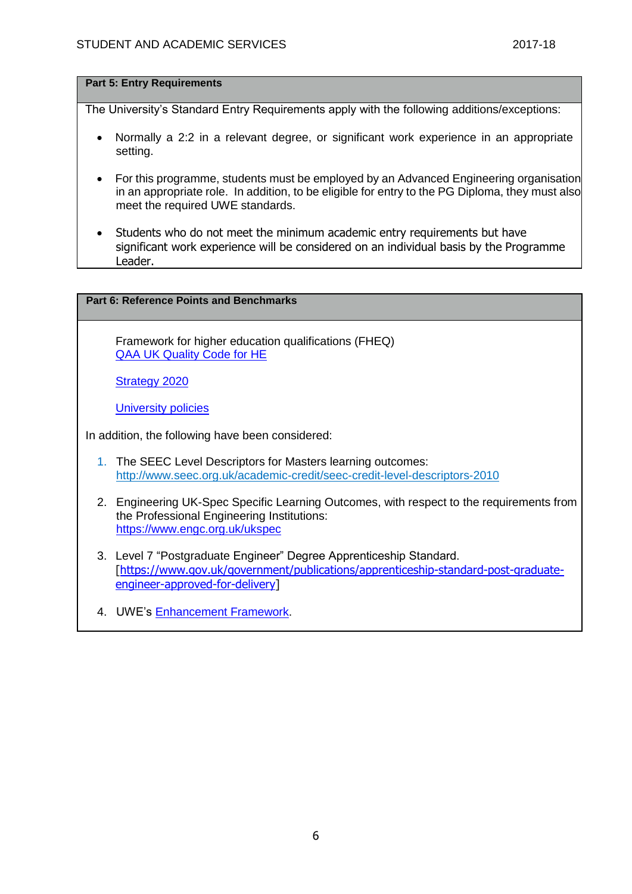## Part 5: Entry Requirements

The University's Standard Entry Requirements apply with the following additions/exceptions:

- Normally a 2:2 in a relevant degree, or significant work experience in an appropriate setting.
- For this programme, students must be employed by an Advanced Engineering organisation in an appropriate role. In addition, to be eligible for entry to the PG Diploma, they must also meet the required UWE standards.
- Students who do not meet the minimum academic entry requirements but have significant work experience will be considered on an individual basis by the Programme Leader.

## Part 6: Reference Points and Benchmarks

Framework for higher education qualifications (FHEQ)
[QAA UK Quality Code for HE]

[Strategy 2020]

[University policies]

In addition, the following have been considered:

1. The SEEC Level Descriptors for Masters learning outcomes: http://www.seec.org.uk/academic-credit/seec-credit-level-descriptors-2010
2. Engineering UK-Spec Specific Learning Outcomes, with respect to the requirements from the Professional Engineering Institutions: https://www.engc.org.uk/ukspec
3. Level 7 "Postgraduate Engineer" Degree Apprenticeship Standard. [https://www.gov.uk/government/publications/apprenticeship-standard-post-graduate-engineer-approved-for-delivery]
4. UWE's Enhancement Framework.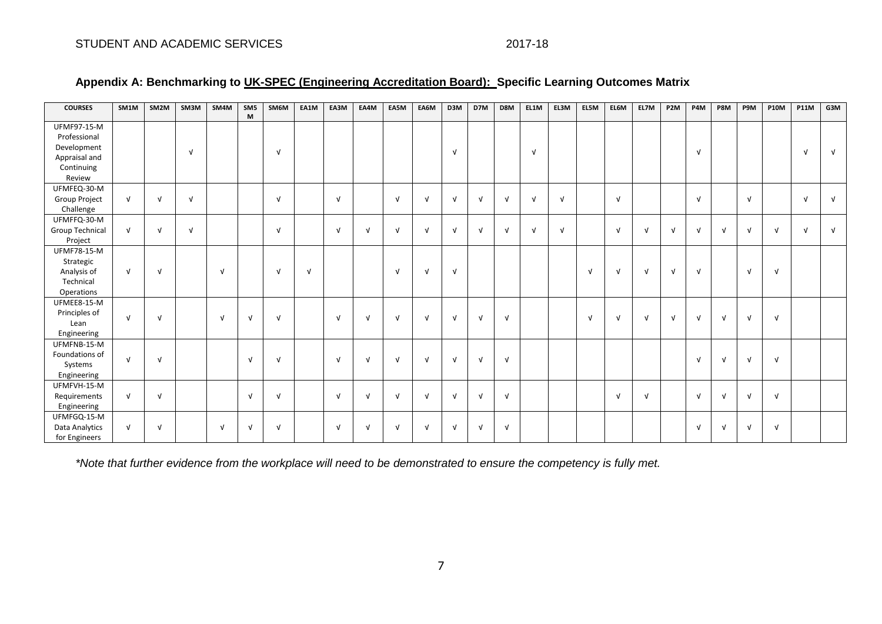## Appendix A: Benchmarking to UK-SPEC (Engineering Accreditation Board): Specific Learning Outcomes Matrix

| COURSES | SM1M | SM2M | SM3M | SM4M | SM5M | SM6M | EA1M | EA3M | EA4M | EA5M | EA6M | D3M | D7M | D8M | EL1M | EL3M | EL5M | EL6M | EL7M | P2M | P4M | P8M | P9M | P10M | P11M | G3M |
|---|---|---|---|---|---|---|---|---|---|---|---|---|---|---|---|---|---|---|---|---|---|---|---|---|---|---|
| UFMF97-15-M Professional Development Appraisal and Continuing Review | | | √ | | | √ | | | | | | √ | | | √ | | | | | | √ | | | | √ | √ |
| UFMFEQ-30-M Group Project Challenge | √ | √ | √ | | | √ | | √ | | √ | √ | √ | √ | √ | √ | √ | | √ | | | √ | | √ | | √ | √ |
| UFMFFQ-30-M Group Technical Project | √ | √ | √ | | | √ | | √ | √ | √ | √ | √ | √ | √ | √ | √ | | √ | √ | √ | √ | √ | √ | √ | √ | √ |
| UFMF78-15-M Strategic Analysis of Technical Operations | √ | √ | | √ | | √ | √ | | | √ | √ | √ | | | | | √ | √ | √ | √ | √ | | √ | √ | | |
| UFMEE8-15-M Principles of Lean Engineering | √ | √ | | √ | √ | √ | | √ | √ | √ | √ | √ | √ | √ | | | √ | √ | √ | √ | √ | √ | √ | √ | | |
| UFMFNB-15-M Foundations of Systems Engineering | √ | √ | | | √ | √ | | √ | √ | √ | √ | √ | √ | √ | | | | | | | √ | √ | √ | √ | | |
| UFMFVH-15-M Requirements Engineering | √ | √ | | | √ | √ | | √ | √ | √ | √ | √ | √ | √ | | | | √ | √ | | √ | √ | √ | √ | | |
| UFMFGQ-15-M Data Analytics for Engineers | √ | √ | | √ | √ | √ | | √ | √ | √ | √ | √ | √ | √ | | | | | | | √ | √ | √ | √ | | |

*\*Note that further evidence from the workplace will need to be demonstrated to ensure the competency is fully met.*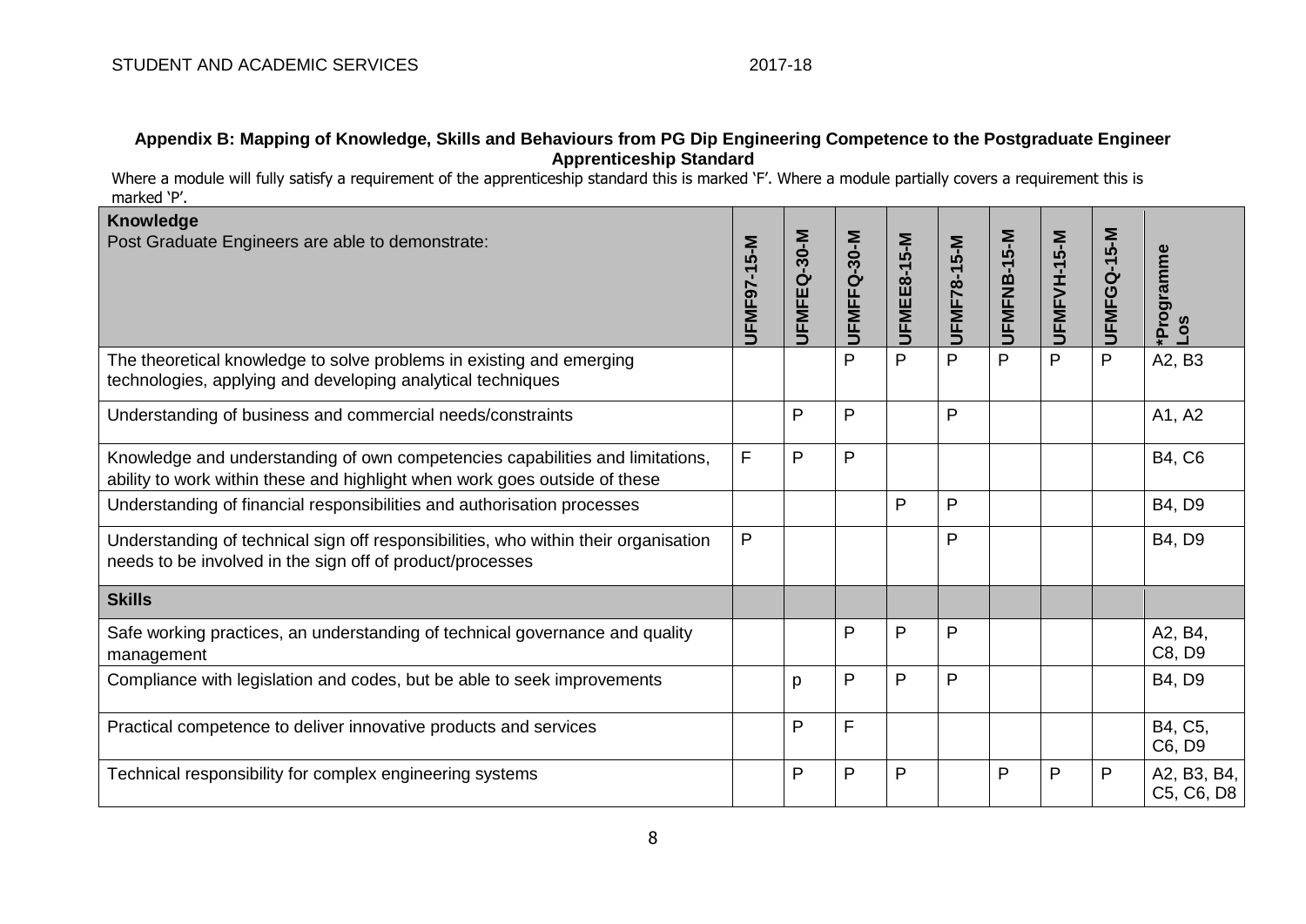### Appendix B: Mapping of Knowledge, Skills and Behaviours from PG Dip Engineering Competence to the Postgraduate Engineer Apprenticeship Standard

Where a module will fully satisfy a requirement of the apprenticeship standard this is marked 'F'. Where a module partially covers a requirement this is marked 'P'.

| **Knowledge**<br>Post Graduate Engineers are able to demonstrate: | UFMF97-15-M | UFMFEQ-30-M | UFMFFQ-30-M | UFMEE8-15-M | UFMF78-15-M | UFMFNB-15-M | UFMFVH-15-M | UFMFGQ-15-M | *Programme Los |
|---|---|---|---|---|---|---|---|---|---|
| The theoretical knowledge to solve problems in existing and emerging technologies, applying and developing analytical techniques | | | P | P | P | P | P | P | A2, B3 |
| Understanding of business and commercial needs/constraints | | P | P | | P | | | | A1, A2 |
| Knowledge and understanding of own competencies capabilities and limitations, ability to work within these and highlight when work goes outside of these | F | P | P | | | | | | B4, C6 |
| Understanding of financial responsibilities and authorisation processes | | | | P | P | | | | B4, D9 |
| Understanding of technical sign off responsibilities, who within their organisation needs to be involved in the sign off of product/processes | P | | | | P | | | | B4, D9 |
| **Skills** | | | | | | | | | |
| Safe working practices, an understanding of technical governance and quality management | | | P | P | P | | | | A2, B4, C8, D9 |
| Compliance with legislation and codes, but be able to seek improvements | | p | P | P | P | | | | B4, D9 |
| Practical competence to deliver innovative products and services | | P | F | | | | | | B4, C5, C6, D9 |
| Technical responsibility for complex engineering systems | | P | P | P | | P | P | P | A2, B3, B4, C5, C6, D8 |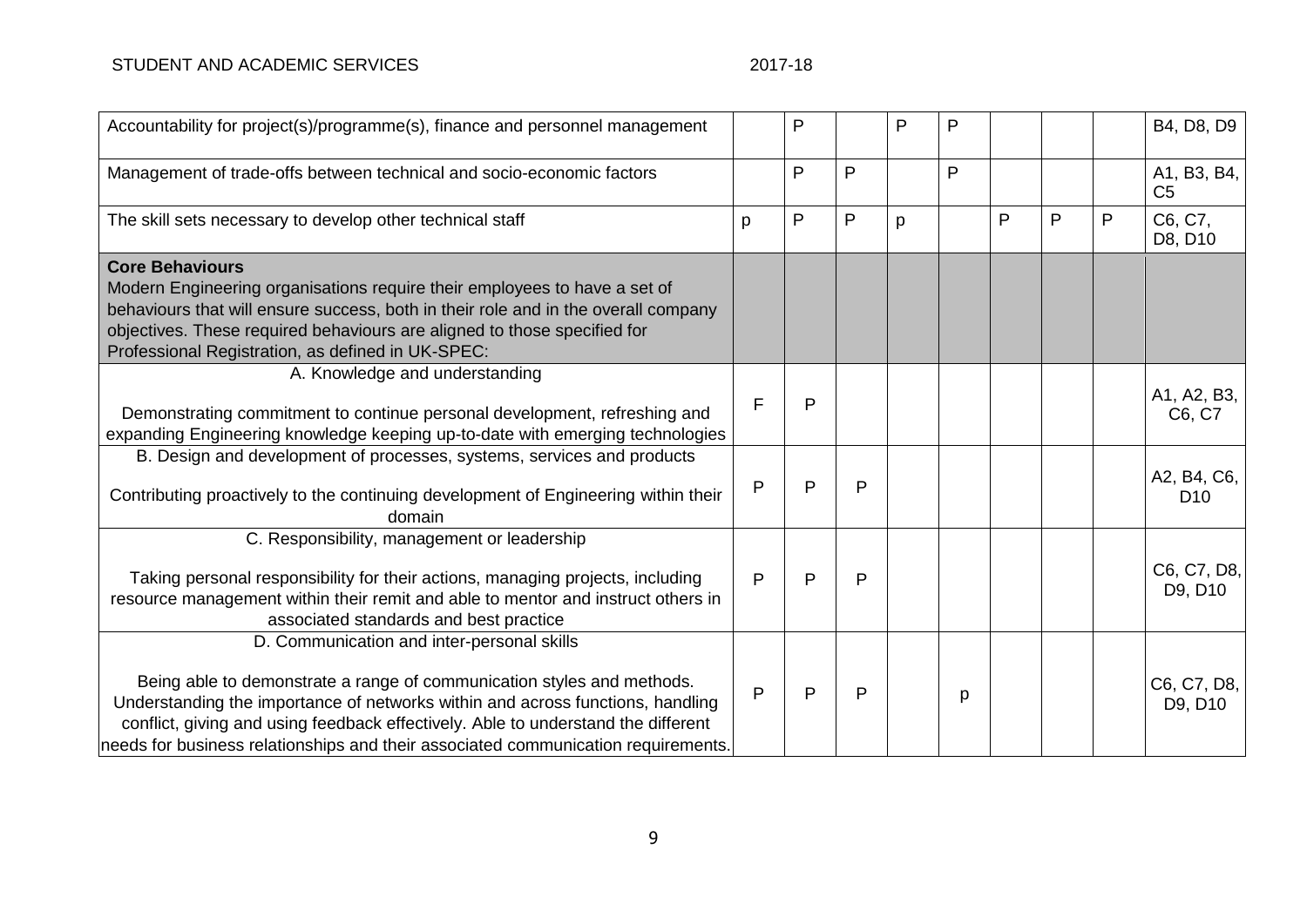| | | | | | | | | | |
|---|---|---|---|---|---|---|---|---|---|
| Accountability for project(s)/programme(s), finance and personnel management | | P | | P | P | | | | B4, D8, D9 |
| Management of trade-offs between technical and socio-economic factors | | P | P | | P | | | | A1, B3, B4, C5 |
| The skill sets necessary to develop other technical staff | p | P | P | p | | P | P | P | C6, C7, D8, D10 |
| **Core Behaviours**<br>Modern Engineering organisations require their employees to have a set of behaviours that will ensure success, both in their role and in the overall company objectives. These required behaviours are aligned to those specified for Professional Registration, as defined in UK-SPEC: | | | | | | | | | |
| A. Knowledge and understanding<br><br>Demonstrating commitment to continue personal development, refreshing and expanding Engineering knowledge keeping up-to-date with emerging technologies | F | P | | | | | | | A1, A2, B3, C6, C7 |
| B. Design and development of processes, systems, services and products<br><br>Contributing proactively to the continuing development of Engineering within their domain | P | P | P | | | | | | A2, B4, C6, D10 |
| C. Responsibility, management or leadership<br><br>Taking personal responsibility for their actions, managing projects, including resource management within their remit and able to mentor and instruct others in associated standards and best practice | P | P | P | | | | | | C6, C7, D8, D9, D10 |
| D. Communication and inter-personal skills<br><br>Being able to demonstrate a range of communication styles and methods. Understanding the importance of networks within and across functions, handling conflict, giving and using feedback effectively. Able to understand the different needs for business relationships and their associated communication requirements. | P | P | P | | p | | | | C6, C7, D8, D9, D10 |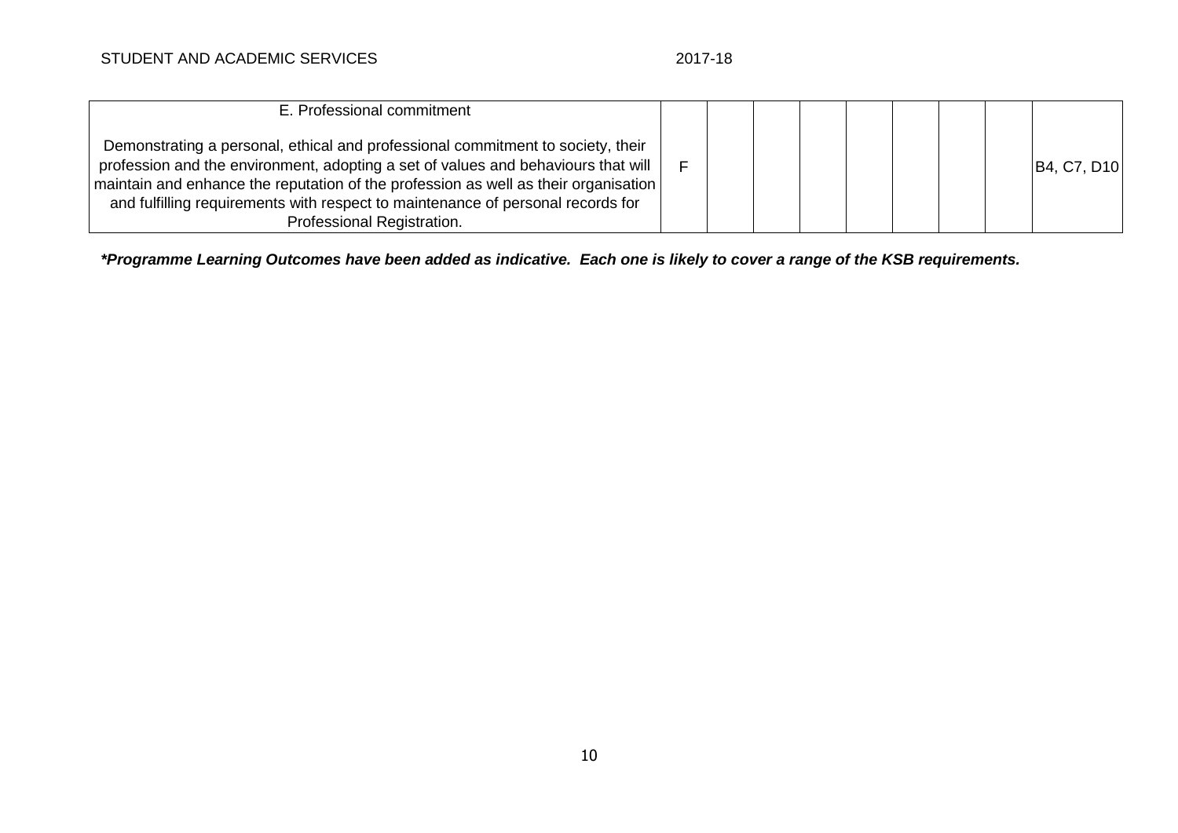| | | | | | | | | | |
|---|---|---|---|---|---|---|---|---|---|
| E. Professional commitment<br><br>Demonstrating a personal, ethical and professional commitment to society, their profession and the environment, adopting a set of values and behaviours that will maintain and enhance the reputation of the profession as well as their organisation and fulfilling requirements with respect to maintenance of personal records for Professional Registration. | F | | | | | | | | B4, C7, D10 |

***Programme Learning Outcomes have been added as indicative. Each one is likely to cover a range of the KSB requirements.**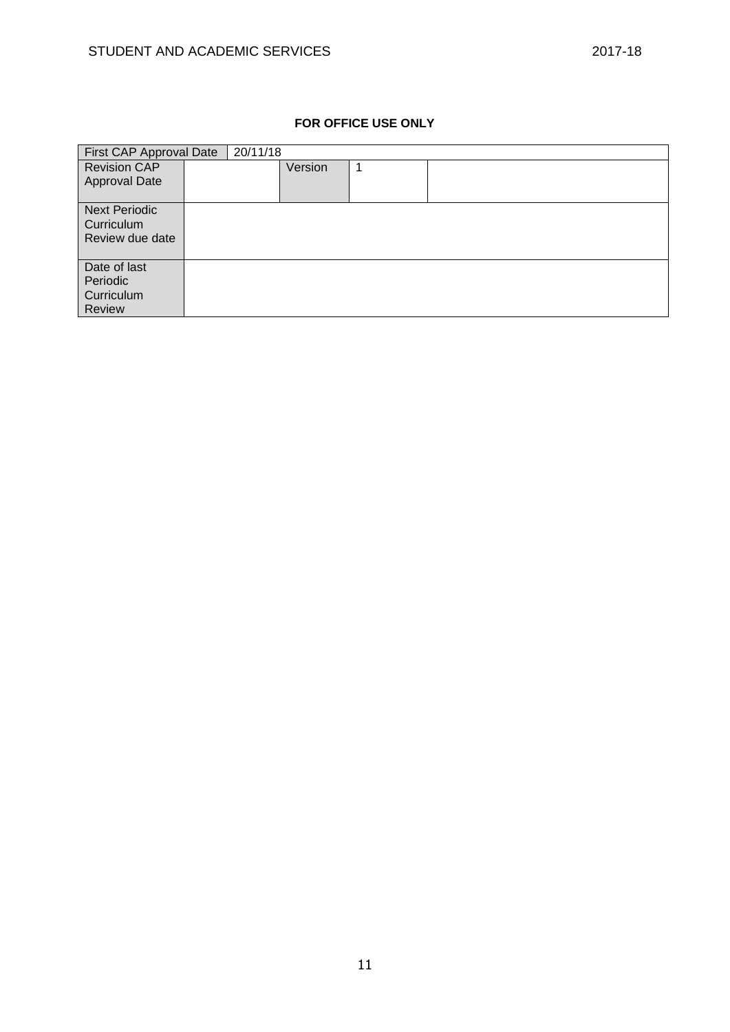**FOR OFFICE USE ONLY**

| | | | | |
|---|---|---|---|---|
| First CAP Approval Date | 20/11/18 | | | |
| Revision CAP Approval Date | | Version | 1 | |
| Next Periodic Curriculum Review due date | | | | |
| Date of last Periodic Curriculum Review | | | | |